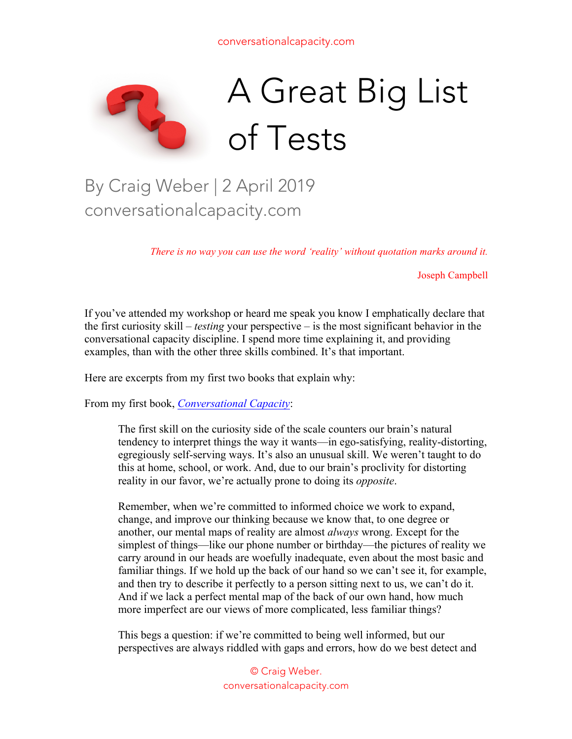# A Great Big List of Tests

By Craig Weber | 2 April 2019
conversationalcapacity.com

> *There is no way you can use the word 'reality' without quotation marks around it.*
>
> Joseph Campbell

If you've attended my workshop or heard me speak you know I emphatically declare that the first curiosity skill – *testing* your perspective – is the most significant behavior in the conversational capacity discipline. I spend more time explaining it, and providing examples, than with the other three skills combined. It's that important.

Here are excerpts from my first two books that explain why:

From my first book, *Conversational Capacity*:

> The first skill on the curiosity side of the scale counters our brain's natural tendency to interpret things the way it wants—in ego-satisfying, reality-distorting, egregiously self-serving ways. It's also an unusual skill. We weren't taught to do this at home, school, or work. And, due to our brain's proclivity for distorting reality in our favor, we're actually prone to doing its *opposite*.
>
> Remember, when we're committed to informed choice we work to expand, change, and improve our thinking because we know that, to one degree or another, our mental maps of reality are almost *always* wrong. Except for the simplest of things—like our phone number or birthday—the pictures of reality we carry around in our heads are woefully inadequate, even about the most basic and familiar things. If we hold up the back of our hand so we can't see it, for example, and then try to describe it perfectly to a person sitting next to us, we can't do it. And if we lack a perfect mental map of the back of our own hand, how much more imperfect are our views of more complicated, less familiar things?
>
> This begs a question: if we're committed to being well informed, but our perspectives are always riddled with gaps and errors, how do we best detect and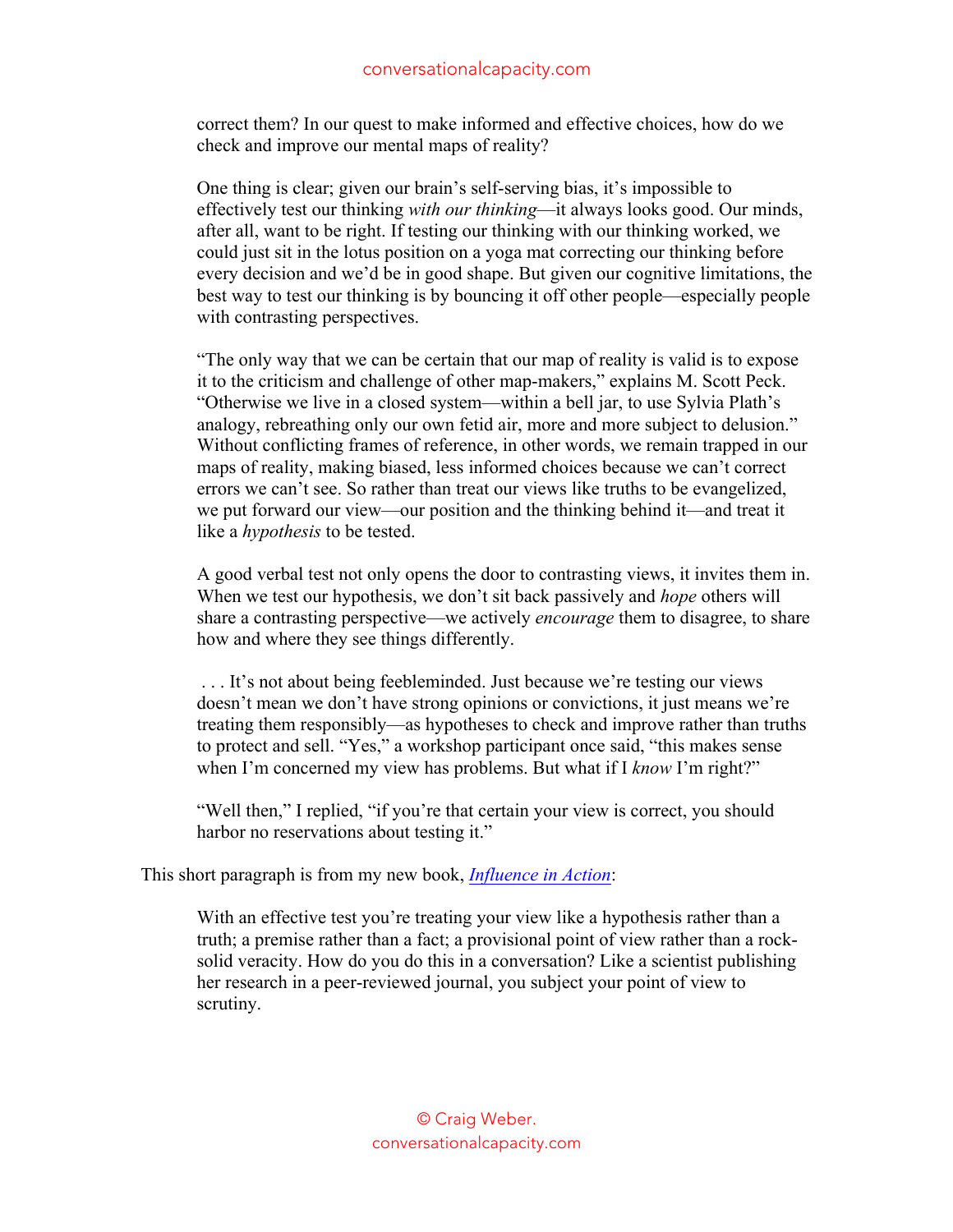> correct them? In our quest to make informed and effective choices, how do we check and improve our mental maps of reality?
>
> One thing is clear; given our brain's self-serving bias, it's impossible to effectively test our thinking *with our thinking*—it always looks good. Our minds, after all, want to be right. If testing our thinking with our thinking worked, we could just sit in the lotus position on a yoga mat correcting our thinking before every decision and we'd be in good shape. But given our cognitive limitations, the best way to test our thinking is by bouncing it off other people—especially people with contrasting perspectives.
>
> "The only way that we can be certain that our map of reality is valid is to expose it to the criticism and challenge of other map-makers," explains M. Scott Peck. "Otherwise we live in a closed system—within a bell jar, to use Sylvia Plath's analogy, rebreathing only our own fetid air, more and more subject to delusion." Without conflicting frames of reference, in other words, we remain trapped in our maps of reality, making biased, less informed choices because we can't correct errors we can't see. So rather than treat our views like truths to be evangelized, we put forward our view—our position and the thinking behind it—and treat it like a *hypothesis* to be tested.
>
> A good verbal test not only opens the door to contrasting views, it invites them in. When we test our hypothesis, we don't sit back passively and *hope* others will share a contrasting perspective—we actively *encourage* them to disagree, to share how and where they see things differently.
>
> . . . It's not about being feebleminded. Just because we're testing our views doesn't mean we don't have strong opinions or convictions, it just means we're treating them responsibly—as hypotheses to check and improve rather than truths to protect and sell. "Yes," a workshop participant once said, "this makes sense when I'm concerned my view has problems. But what if I *know* I'm right?"
>
> "Well then," I replied, "if you're that certain your view is correct, you should harbor no reservations about testing it."

This short paragraph is from my new book, [*Influence in Action*]:

> With an effective test you're treating your view like a hypothesis rather than a truth; a premise rather than a fact; a provisional point of view rather than a rock-solid veracity. How do you do this in a conversation? Like a scientist publishing her research in a peer-reviewed journal, you subject your point of view to scrutiny.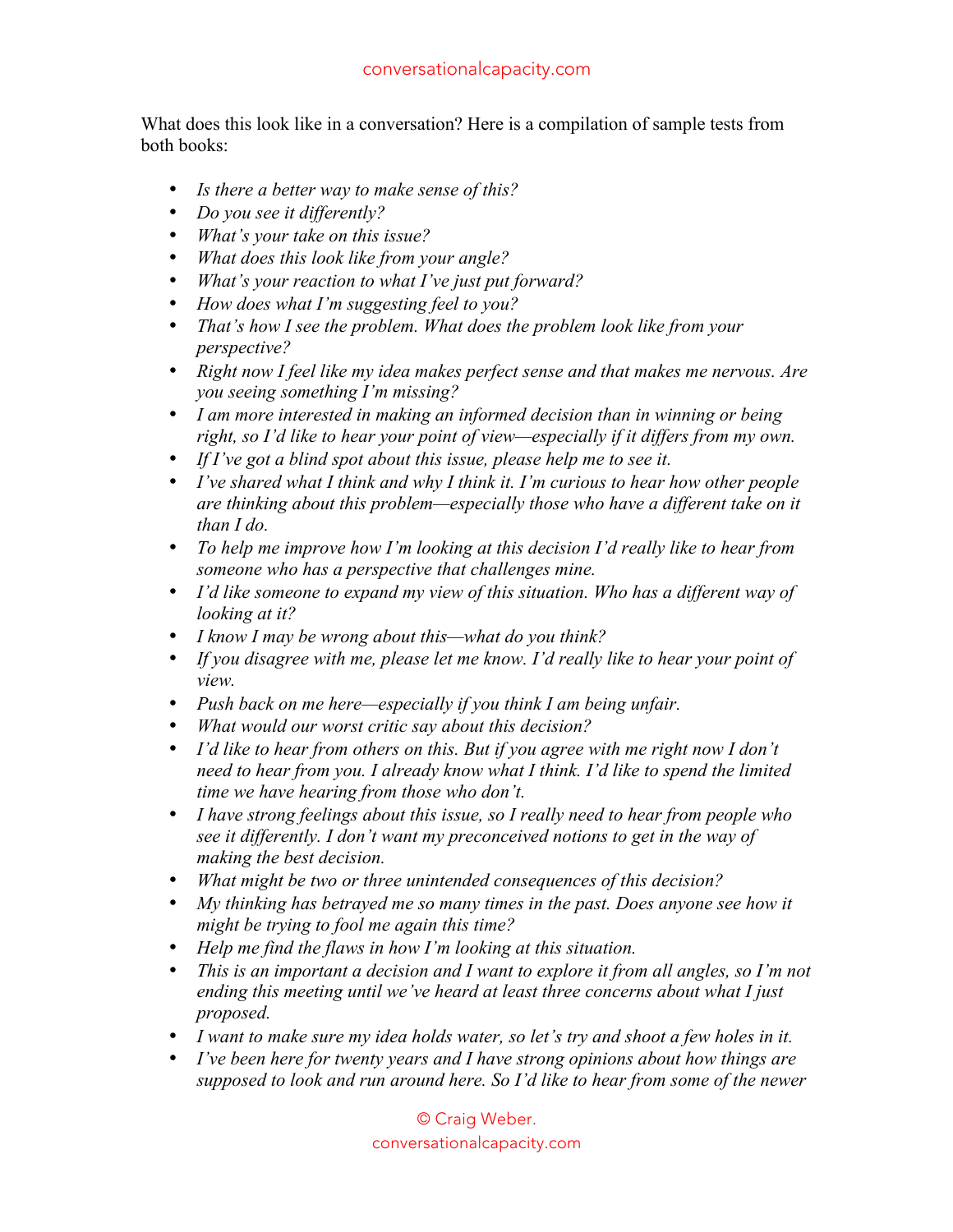What does this look like in a conversation? Here is a compilation of sample tests from both books:

- *Is there a better way to make sense of this?*
- *Do you see it differently?*
- *What's your take on this issue?*
- *What does this look like from your angle?*
- *What's your reaction to what I've just put forward?*
- *How does what I'm suggesting feel to you?*
- *That's how I see the problem. What does the problem look like from your perspective?*
- *Right now I feel like my idea makes perfect sense and that makes me nervous. Are you seeing something I'm missing?*
- *I am more interested in making an informed decision than in winning or being right, so I'd like to hear your point of view—especially if it differs from my own.*
- *If I've got a blind spot about this issue, please help me to see it.*
- *I've shared what I think and why I think it. I'm curious to hear how other people are thinking about this problem—especially those who have a different take on it than I do.*
- *To help me improve how I'm looking at this decision I'd really like to hear from someone who has a perspective that challenges mine.*
- *I'd like someone to expand my view of this situation. Who has a different way of looking at it?*
- *I know I may be wrong about this—what do you think?*
- *If you disagree with me, please let me know. I'd really like to hear your point of view.*
- *Push back on me here—especially if you think I am being unfair.*
- *What would our worst critic say about this decision?*
- *I'd like to hear from others on this. But if you agree with me right now I don't need to hear from you. I already know what I think. I'd like to spend the limited time we have hearing from those who don't.*
- *I have strong feelings about this issue, so I really need to hear from people who see it differently. I don't want my preconceived notions to get in the way of making the best decision.*
- *What might be two or three unintended consequences of this decision?*
- *My thinking has betrayed me so many times in the past. Does anyone see how it might be trying to fool me again this time?*
- *Help me find the flaws in how I'm looking at this situation.*
- *This is an important a decision and I want to explore it from all angles, so I'm not ending this meeting until we've heard at least three concerns about what I just proposed.*
- *I want to make sure my idea holds water, so let's try and shoot a few holes in it.*
- *I've been here for twenty years and I have strong opinions about how things are supposed to look and run around here. So I'd like to hear from some of the newer*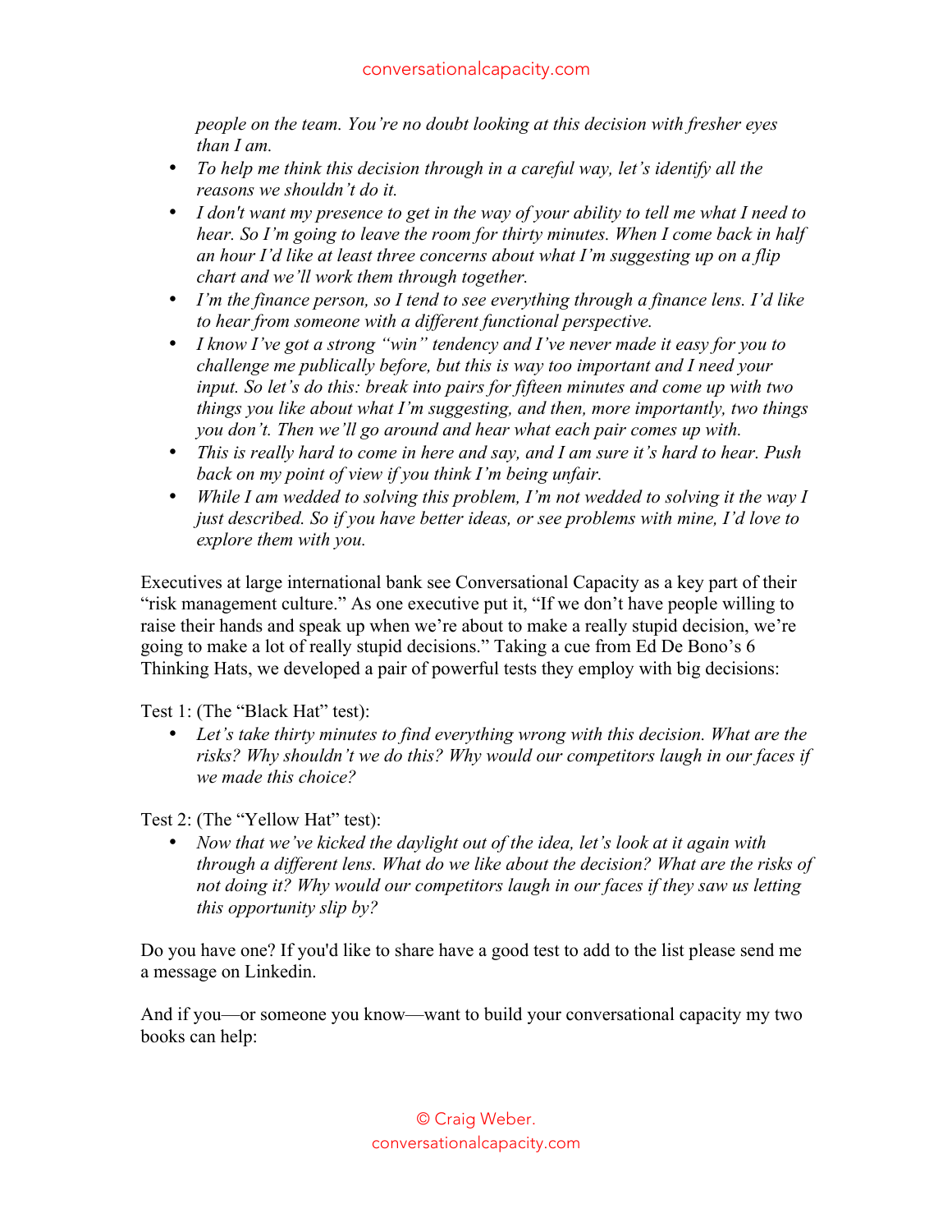*people on the team. You're no doubt looking at this decision with fresher eyes than I am.*

- *To help me think this decision through in a careful way, let's identify all the reasons we shouldn't do it.*
- *I don't want my presence to get in the way of your ability to tell me what I need to hear. So I'm going to leave the room for thirty minutes. When I come back in half an hour I'd like at least three concerns about what I'm suggesting up on a flip chart and we'll work them through together.*
- *I'm the finance person, so I tend to see everything through a finance lens. I'd like to hear from someone with a different functional perspective.*
- *I know I've got a strong "win" tendency and I've never made it easy for you to challenge me publically before, but this is way too important and I need your input. So let's do this: break into pairs for fifteen minutes and come up with two things you like about what I'm suggesting, and then, more importantly, two things you don't. Then we'll go around and hear what each pair comes up with.*
- *This is really hard to come in here and say, and I am sure it's hard to hear. Push back on my point of view if you think I'm being unfair.*
- *While I am wedded to solving this problem, I'm not wedded to solving it the way I just described. So if you have better ideas, or see problems with mine, I'd love to explore them with you.*

Executives at large international bank see Conversational Capacity as a key part of their "risk management culture." As one executive put it, "If we don't have people willing to raise their hands and speak up when we're about to make a really stupid decision, we're going to make a lot of really stupid decisions." Taking a cue from Ed De Bono's 6 Thinking Hats, we developed a pair of powerful tests they employ with big decisions:

Test 1: (The "Black Hat" test):

- *Let's take thirty minutes to find everything wrong with this decision. What are the risks? Why shouldn't we do this? Why would our competitors laugh in our faces if we made this choice?*

Test 2: (The "Yellow Hat" test):

- *Now that we've kicked the daylight out of the idea, let's look at it again with through a different lens. What do we like about the decision? What are the risks of not doing it? Why would our competitors laugh in our faces if they saw us letting this opportunity slip by?*

Do you have one? If you'd like to share have a good test to add to the list please send me a message on Linkedin.

And if you—or someone you know—want to build your conversational capacity my two books can help: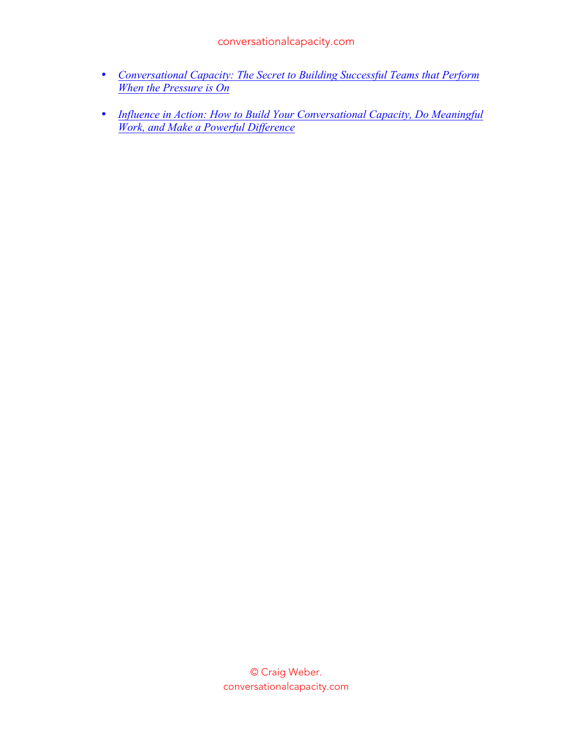- *Conversational Capacity: The Secret to Building Successful Teams that Perform When the Pressure is On*

- *Influence in Action: How to Build Your Conversational Capacity, Do Meaningful Work, and Make a Powerful Difference*